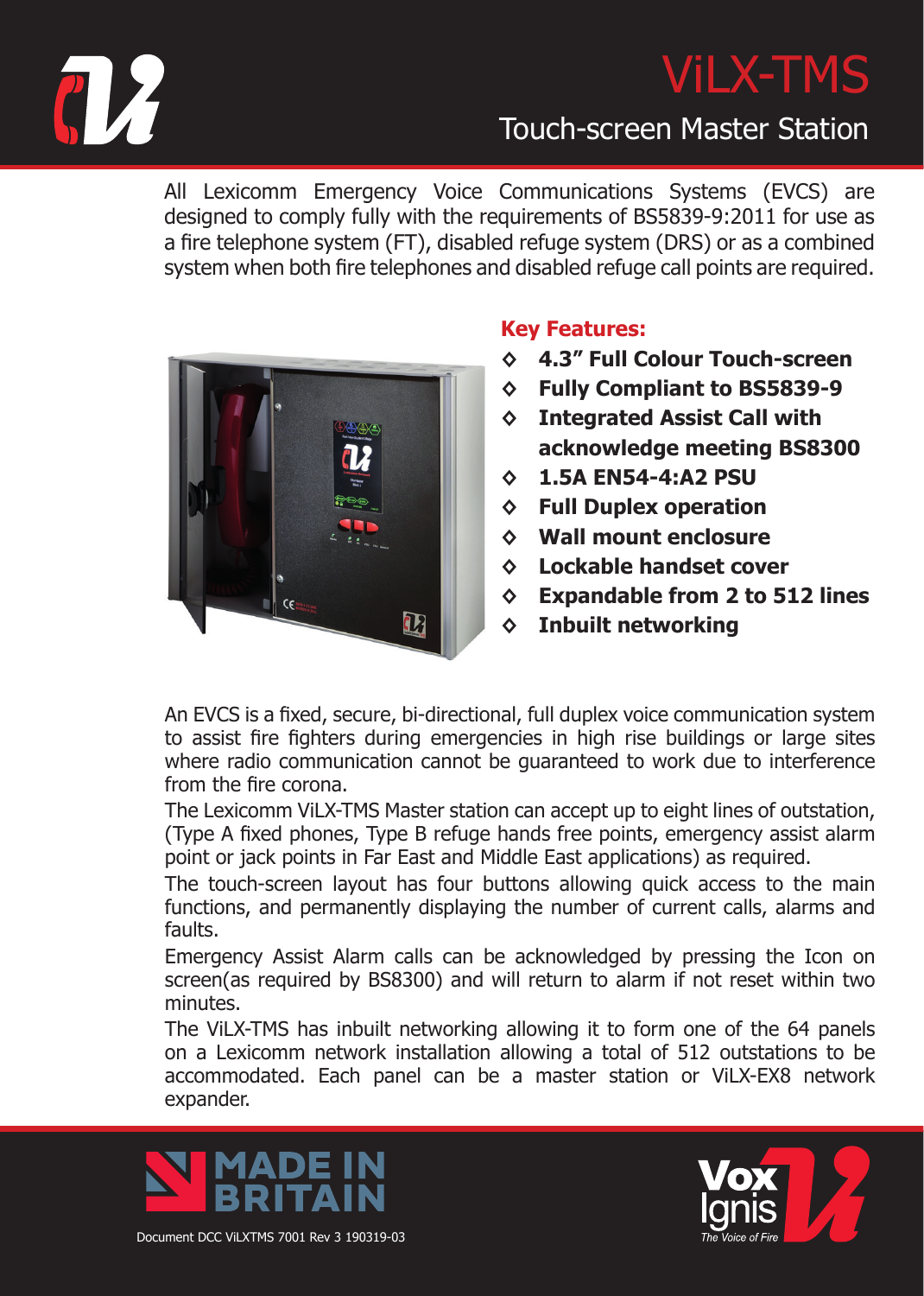# ViLX-TMS

## Touch-screen Master Station

All Lexicomm Emergency Voice Communications Systems (EVCS) are designed to comply fully with the requirements of BS5839-9:2011 for use as a fire telephone system (FT), disabled refuge system (DRS) or as a combined system when both fire telephones and disabled refuge call points are required.

**Key Features:**

- **4.3" Full Colour Touch-screen**
- **Fully Compliant to BS5839-9**
- **Integrated Assist Call with acknowledge meeting BS8300**
- **1.5A EN54-4:A2 PSU**
- **Full Duplex operation**
- **Wall mount enclosure**
- **Lockable handset cover**
- **Expandable from 2 to 512 lines**
- **Inbuilt networking**

An EVCS is a fixed, secure, bi-directional, full duplex voice communication system to assist fire fighters during emergencies in high rise buildings or large sites where radio communication cannot be guaranteed to work due to interference from the fire corona.

The Lexicomm ViLX-TMS Master station can accept up to eight lines of outstation, (Type A fixed phones, Type B refuge hands free points, emergency assist alarm point or jack points in Far East and Middle East applications) as required.

The touch-screen layout has four buttons allowing quick access to the main functions, and permanently displaying the number of current calls, alarms and faults.

Emergency Assist Alarm calls can be acknowledged by pressing the Icon on screen(as required by BS8300) and will return to alarm if not reset within two minutes.

The ViLX-TMS has inbuilt networking allowing it to form one of the 64 panels on a Lexicomm network installation allowing a total of 512 outstations to be accommodated. Each panel can be a master station or ViLX-EX8 network expander.

MADE IN BRITAIN

Document DCC ViLXTMS 7001 Rev 3 190319-03

Vox Ignis *The Voice of Fire*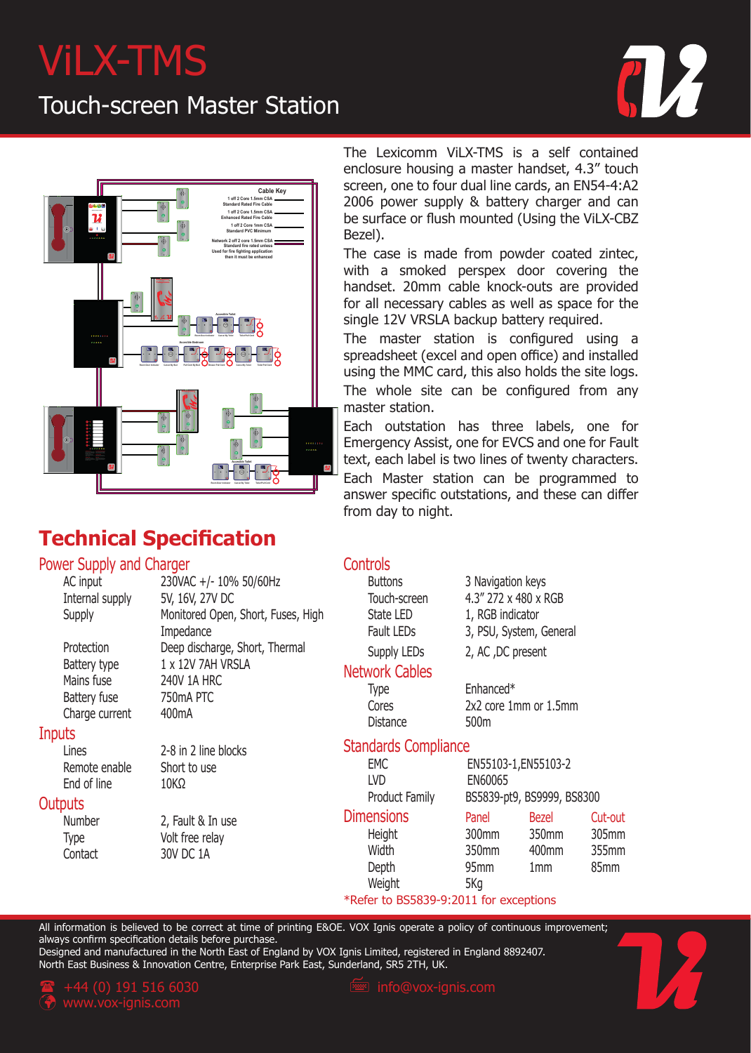# ViLX-TMS

## Touch-screen Master Station

Cable Key

1 off 2 Core 1.5mm CSA Standard Rated Fire Cable

1 off 2 Core 1.5mm CSA Enhanced Rated Fire Cable

1 off 2 Core 1mm CSA Standard PVC Minimum

Network 2 off 2 core 1.5mm CSA Standard fire rated unless Used for fire fighting application then it must be enhanced

Accessible Toilet

Accessible Bedroom

The Lexicomm ViLX-TMS is a self contained enclosure housing a master handset, 4.3" touch screen, one to four dual line cards, an EN54-4:A2 2006 power supply & battery charger and can be surface or flush mounted (Using the ViLX-CBZ Bezel).

The case is made from powder coated zintec, with a smoked perspex door covering the handset. 20mm cable knock-outs are provided for all necessary cables as well as space for the single 12V VRSLA backup battery required.

The master station is configured using a spreadsheet (excel and open office) and installed using the MMC card, this also holds the site logs.

The whole site can be configured from any master station.

Each outstation has three labels, one for Emergency Assist, one for EVCS and one for Fault text, each label is two lines of twenty characters.

Each Master station can be programmed to answer specific outstations, and these can differ from day to night.

## Technical Specification

### Power Supply and Charger

| | |
|---|---|
| AC input | 230VAC +/- 10% 50/60Hz |
| Internal supply | 5V, 16V, 27V DC |
| Supply | Monitored Open, Short, Fuses, High Impedance |
| Protection | Deep discharge, Short, Thermal |
| Battery type | 1 x 12V 7AH VRSLA |
| Mains fuse | 240V 1A HRC |
| Battery fuse | 750mA PTC |
| Charge current | 400mA |

### Inputs

| | |
|---|---|
| Lines | 2-8 in 2 line blocks |
| Remote enable | Short to use |
| End of line | 10KΩ |

### Outputs

| | |
|---|---|
| Number | 2, Fault & In use |
| Type | Volt free relay |
| Contact | 30V DC 1A |

### Controls

| | |
|---|---|
| Buttons | 3 Navigation keys |
| Touch-screen | 4.3" 272 x 480 x RGB |
| State LED | 1, RGB indicator |
| Fault LEDs | 3, PSU, System, General |
| Supply LEDs | 2, AC ,DC present |

### Network Cables

| | |
|---|---|
| Type | Enhanced* |
| Cores | 2x2 core 1mm or 1.5mm |
| Distance | 500m |

### Standards Compliance

| | |
|---|---|
| EMC | EN55103-1,EN55103-2 |
| LVD | EN60065 |
| Product Family | BS5839-pt9, BS9999, BS8300 |

### Dimensions

| | Panel | Bezel | Cut-out |
|---|---|---|---|
| Height | 300mm | 350mm | 305mm |
| Width | 350mm | 400mm | 355mm |
| Depth | 95mm | 1mm | 85mm |
| Weight | 5Kg | | |

*Refer to BS5839-9:2011 for exceptions

All information is believed to be correct at time of printing E&OE. VOX Ignis operate a policy of continuous improvement; always confirm specification details before purchase.
Designed and manufactured in the North East of England by VOX Ignis Limited, registered in England 8892407.
North East Business & Innovation Centre, Enterprise Park East, Sunderland, SR5 2TH, UK.

+44 (0) 191 516 6030
www.vox-ignis.com
info@vox-ignis.com